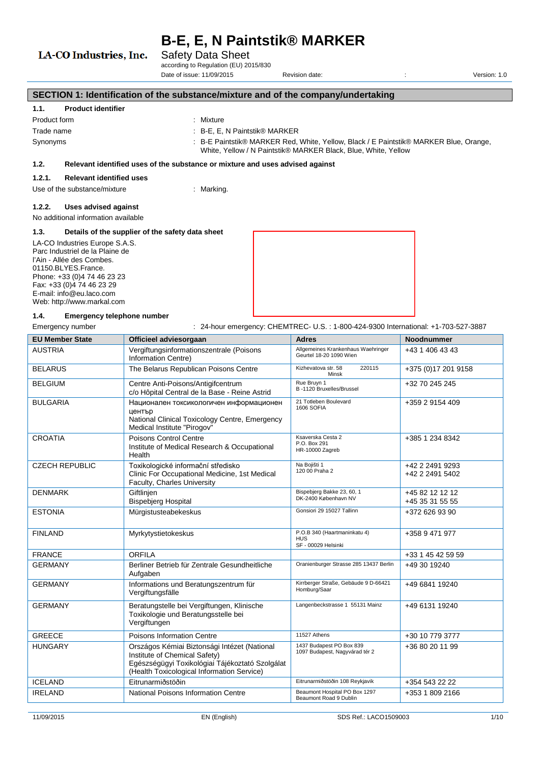# B-E, E, N Paintstik® MARKER

LA-CO Industries, Inc.

Safety Data Sheet

according to Regulation (EU) 2015/830

Date of issue: 11/09/2015 Revision date: : Version: 1.0

## SECTION 1: Identification of the substance/mixture and of the company/undertaking

### 1.1. Product identifier

Product form : Mixture

Trade name : B-E, E, N Paintstik® MARKER

Synonyms : B-E Paintstik® MARKER Red, White, Yellow, Black / E Paintstik® MARKER Blue, Orange, White, Yellow / N Paintstik® MARKER Black, Blue, White, Yellow

### 1.2. Relevant identified uses of the substance or mixture and uses advised against

#### 1.2.1. Relevant identified uses

Use of the substance/mixture : Marking.

#### 1.2.2. Uses advised against

No additional information available

### 1.3. Details of the supplier of the safety data sheet

LA-CO Industries Europe S.A.S.
Parc Industriel de la Plaine de l'Ain - Allée des Combes.
01150.BLYES.France.
Phone: +33 (0)4 74 46 23 23
Fax: +33 (0)4 74 46 23 29
E-mail: info@eu.laco.com
Web: http://www.markal.com

### 1.4. Emergency telephone number

Emergency number : 24-hour emergency: CHEMTREC- U.S. : 1-800-424-9300 International: +1-703-527-3887

| EU Member State | Officieel adviesorgaan | Adres | Noodnummer |
|---|---|---|---|
| AUSTRIA | Vergiftungsinformationszentrale (Poisons Information Centre) | Allgemeines Krankenhaus Waehringer Geurtel 18-20 1090 Wien | +43 1 406 43 43 |
| BELARUS | The Belarus Republican Poisons Centre | Kizhevatova str. 58 220115 Minsk | +375 (0)17 201 9158 |
| BELGIUM | Centre Anti-Poisons/Antigifcentrum c/o Hôpital Central de la Base - Reine Astrid | Rue Bruyn 1 B -1120 Bruxelles/Brussel | +32 70 245 245 |
| BULGARIA | Национален токсикологичен информационен център National Clinical Toxicology Centre, Emergency Medical Institute "Pirogov" | 21 Totleben Boulevard 1606 SOFIA | +359 2 9154 409 |
| CROATIA | Poisons Control Centre Institute of Medical Research & Occupational Health | Ksaverska Cesta 2 P.O. Box 291 HR-10000 Zagreb | +385 1 234 8342 |
| CZECH REPUBLIC | Toxikologické informační středisko Clinic For Occupational Medicine, 1st Medical Faculty, Charles University | Na Bojišti 1 120 00 Praha 2 | +42 2 2491 9293 +42 2 2491 5402 |
| DENMARK | Giftlinjen Bispebjerg Hospital | Bispebjerg Bakke 23, 60, 1 DK-2400 København NV | +45 82 12 12 12 +45 35 31 55 55 |
| ESTONIA | Mürgistusteabekeskus | Gonsiori 29 15027 Tallinn | +372 626 93 90 |
| FINLAND | Myrkytystietokeskus | P.O.B 340 (Haartmaninkatu 4) HUS SF - 00029 Helsinki | +358 9 471 977 |
| FRANCE | ORFILA | | +33 1 45 42 59 59 |
| GERMANY | Berliner Betrieb für Zentrale Gesundheitliche Aufgaben | Oranienburger Strasse 285 13437 Berlin | +49 30 19240 |
| GERMANY | Informations und Beratungszentrum für Vergiftungsfälle | Kirrberger Straße, Gebäude 9 D-66421 Homburg/Saar | +49 6841 19240 |
| GERMANY | Beratungstelle bei Vergiftungen, Klinische Toxikologie und Beratungsstelle bei Vergiftungen | Langenbeckstrasse 1 55131 Mainz | +49 6131 19240 |
| GREECE | Poisons Information Centre | 11527 Athens | +30 10 779 3777 |
| HUNGARY | Országos Kémiai Biztonsági Intézet (National Institute of Chemical Safety) Egészségügyi Toxikológiai Tájékoztató Szolgálat (Health Toxicological Information Service) | 1437 Budapest PO Box 839 1097 Budapest, Nagyvárad tér 2 | +36 80 20 11 99 |
| ICELAND | Eitrunarmiðstöðin | Eitrunarmiðstöðin 108 Reykjavik | +354 543 22 22 |
| IRELAND | National Poisons Information Centre | Beaumont Hospital PO Box 1297 Beaumont Road 9 Dublin | +353 1 809 2166 |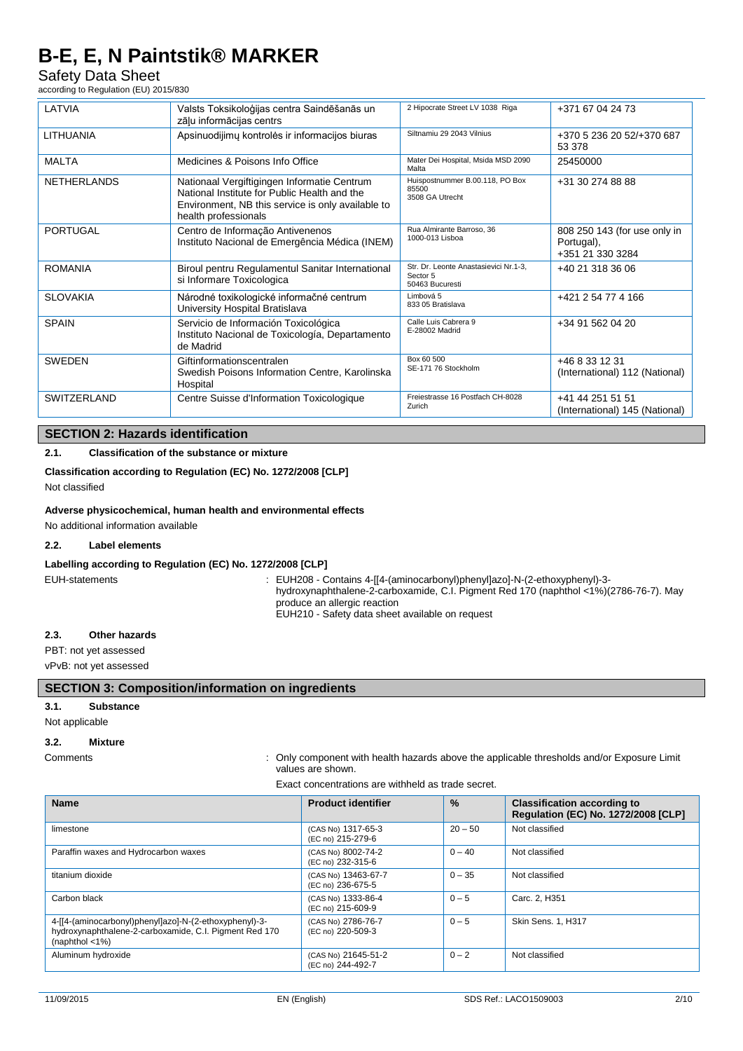| LATVIA | Valsts Toksikoloģijas centra Saindēšanās un zāļu informācijas centrs | 2 Hipocrate Street LV 1038 Riga | +371 67 04 24 73 |
|---|---|---|---|
| LITHUANIA | Apsinuodijimų kontrolės ir informacijos biuras | Siltnamiu 29 2043 Vilnius | +370 5 236 20 52/+370 687 53 378 |
| MALTA | Medicines & Poisons Info Office | Mater Dei Hospital, Msida MSD 2090 Malta | 25450000 |
| NETHERLANDS | Nationaal Vergiftigingen Informatie Centrum National Institute for Public Health and the Environment, NB this service is only available to health professionals | Huispostnummer B.00.118, PO Box 85500 3508 GA Utrecht | +31 30 274 88 88 |
| PORTUGAL | Centro de Informação Antivenenos Instituto Nacional de Emergência Médica (INEM) | Rua Almirante Barroso, 36 1000-013 Lisboa | 808 250 143 (for use only in Portugal), +351 21 330 3284 |
| ROMANIA | Biroul pentru Regulamentul Sanitar International si Informare Toxicologica | Str. Dr. Leonte Anastasievici Nr.1-3, Sector 5 50463 Bucuresti | +40 21 318 36 06 |
| SLOVAKIA | Národné toxikologické informačné centrum University Hospital Bratislava | Limbová 5 833 05 Bratislava | +421 2 54 77 4 166 |
| SPAIN | Servicio de Información Toxicológica Instituto Nacional de Toxicología, Departamento de Madrid | Calle Luis Cabrera 9 E-28002 Madrid | +34 91 562 04 20 |
| SWEDEN | Giftinformationscentralen Swedish Poisons Information Centre, Karolinska Hospital | Box 60 500 SE-171 76 Stockholm | +46 8 33 12 31 (International) 112 (National) |
| SWITZERLAND | Centre Suisse d'Information Toxicologique | Freiestrasse 16 Postfach CH-8028 Zurich | +41 44 251 51 51 (International) 145 (National) |

## SECTION 2: Hazards identification

### 2.1. Classification of the substance or mixture

**Classification according to Regulation (EC) No. 1272/2008 [CLP]**

Not classified

**Adverse physicochemical, human health and environmental effects**

No additional information available

### 2.2. Label elements

**Labelling according to Regulation (EC) No. 1272/2008 [CLP]**

EUH-statements : EUH208 - Contains 4-[[4-(aminocarbonyl)phenyl]azo]-N-(2-ethoxyphenyl)-3-hydroxynaphthalene-2-carboxamide, C.I. Pigment Red 170 (naphthol <1%)(2786-76-7). May produce an allergic reaction
EUH210 - Safety data sheet available on request

### 2.3. Other hazards

PBT: not yet assessed

vPvB: not yet assessed

## SECTION 3: Composition/information on ingredients

### 3.1. Substance

Not applicable

### 3.2. Mixture

Comments : Only component with health hazards above the applicable thresholds and/or Exposure Limit values are shown.

Exact concentrations are withheld as trade secret.

| Name | Product identifier | % | Classification according to Regulation (EC) No. 1272/2008 [CLP] |
|---|---|---|---|
| limestone | (CAS No) 1317-65-3 (EC no) 215-279-6 | 20 – 50 | Not classified |
| Paraffin waxes and Hydrocarbon waxes | (CAS No) 8002-74-2 (EC no) 232-315-6 | 0 – 40 | Not classified |
| titanium dioxide | (CAS No) 13463-67-7 (EC no) 236-675-5 | 0 – 35 | Not classified |
| Carbon black | (CAS No) 1333-86-4 (EC no) 215-609-9 | 0 – 5 | Carc. 2, H351 |
| 4-[[4-(aminocarbonyl)phenyl]azo]-N-(2-ethoxyphenyl)-3-hydroxynaphthalene-2-carboxamide, C.I. Pigment Red 170 (naphthol <1%) | (CAS No) 2786-76-7 (EC no) 220-509-3 | 0 – 5 | Skin Sens. 1, H317 |
| Aluminum hydroxide | (CAS No) 21645-51-2 (EC no) 244-492-7 | 0 – 2 | Not classified |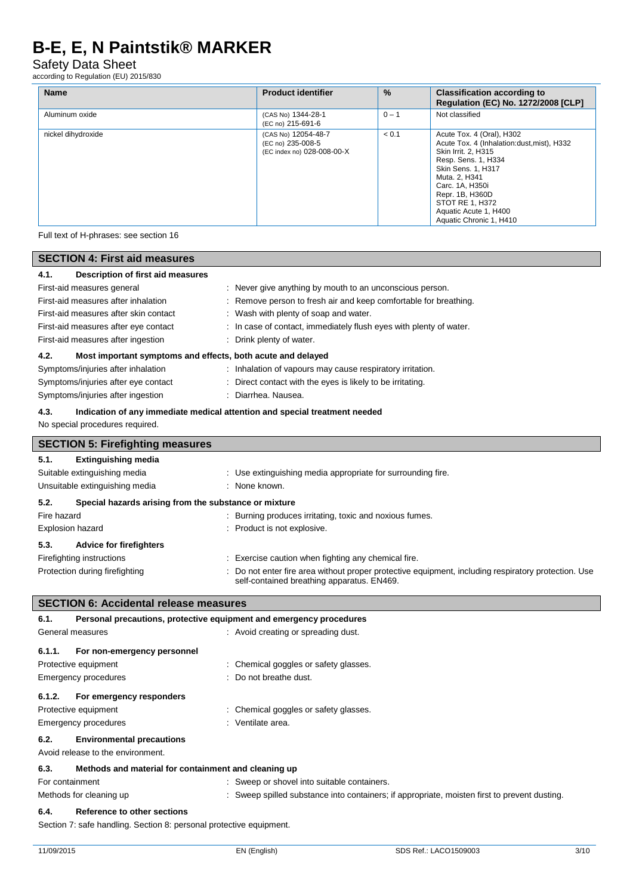| Name | Product identifier | % | Classification according to Regulation (EC) No. 1272/2008 [CLP] |
|---|---|---|---|
| Aluminum oxide | (CAS No) 1344-28-1<br>(EC no) 215-691-6 | 0 – 1 | Not classified |
| nickel dihydroxide | (CAS No) 12054-48-7<br>(EC no) 235-008-5<br>(EC index no) 028-008-00-X | < 0.1 | Acute Tox. 4 (Oral), H302<br>Acute Tox. 4 (Inhalation:dust,mist), H332<br>Skin Irrit. 2, H315<br>Resp. Sens. 1, H334<br>Skin Sens. 1, H317<br>Muta. 2, H341<br>Carc. 1A, H350i<br>Repr. 1B, H360D<br>STOT RE 1, H372<br>Aquatic Acute 1, H400<br>Aquatic Chronic 1, H410 |

Full text of H-phrases: see section 16

## SECTION 4: First aid measures

### 4.1. Description of first aid measures

First-aid measures general : Never give anything by mouth to an unconscious person.

First-aid measures after inhalation : Remove person to fresh air and keep comfortable for breathing.

First-aid measures after skin contact : Wash with plenty of soap and water.

First-aid measures after eye contact : In case of contact, immediately flush eyes with plenty of water.

First-aid measures after ingestion : Drink plenty of water.

### 4.2. Most important symptoms and effects, both acute and delayed

Symptoms/injuries after inhalation : Inhalation of vapours may cause respiratory irritation.

Symptoms/injuries after eye contact : Direct contact with the eyes is likely to be irritating.

Symptoms/injuries after ingestion : Diarrhea. Nausea.

### 4.3. Indication of any immediate medical attention and special treatment needed

No special procedures required.

## SECTION 5: Firefighting measures

### 5.1. Extinguishing media

Suitable extinguishing media : Use extinguishing media appropriate for surrounding fire.

Unsuitable extinguishing media : None known.

### 5.2. Special hazards arising from the substance or mixture

Fire hazard : Burning produces irritating, toxic and noxious fumes.

Explosion hazard : Product is not explosive.

### 5.3. Advice for firefighters

Firefighting instructions : Exercise caution when fighting any chemical fire.

Protection during firefighting : Do not enter fire area without proper protective equipment, including respiratory protection. Use self-contained breathing apparatus. EN469.

## SECTION 6: Accidental release measures

### 6.1. Personal precautions, protective equipment and emergency procedures

General measures : Avoid creating or spreading dust.

#### 6.1.1. For non-emergency personnel

Protective equipment : Chemical goggles or safety glasses.

Emergency procedures : Do not breathe dust.

#### 6.1.2. For emergency responders

Protective equipment : Chemical goggles or safety glasses.

Emergency procedures : Ventilate area.

### 6.2. Environmental precautions

Avoid release to the environment.

### 6.3. Methods and material for containment and cleaning up

For containment : Sweep or shovel into suitable containers.

Methods for cleaning up : Sweep spilled substance into containers; if appropriate, moisten first to prevent dusting.

### 6.4. Reference to other sections

Section 7: safe handling. Section 8: personal protective equipment.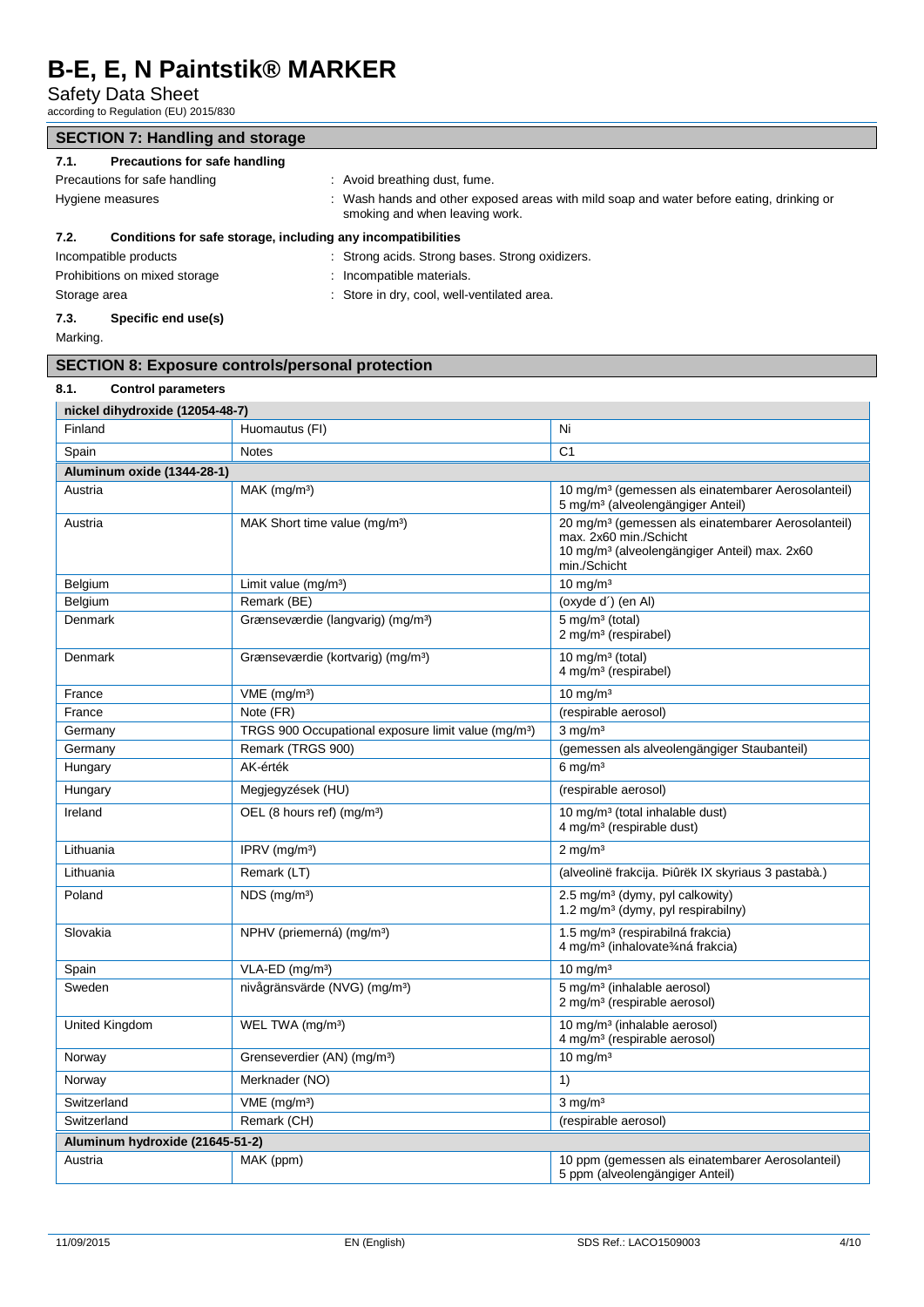# B-E, E, N Paintstik® MARKER

Safety Data Sheet

according to Regulation (EU) 2015/830

## SECTION 7: Handling and storage

### 7.1. Precautions for safe handling

Precautions for safe handling : Avoid breathing dust, fume.

Hygiene measures : Wash hands and other exposed areas with mild soap and water before eating, drinking or smoking and when leaving work.

### 7.2. Conditions for safe storage, including any incompatibilities

Incompatible products : Strong acids. Strong bases. Strong oxidizers.

Prohibitions on mixed storage : Incompatible materials.

Storage area : Store in dry, cool, well-ventilated area.

### 7.3. Specific end use(s)

Marking.

## SECTION 8: Exposure controls/personal protection

### 8.1. Control parameters

| nickel dihydroxide (12054-48-7) | | |
|---|---|---|
| Finland | Huomautus (FI) | Ni |
| Spain | Notes | C1 |
| **Aluminum oxide (1344-28-1)** | | |
| Austria | MAK (mg/m³) | 10 mg/m³ (gemessen als einatembarer Aerosolanteil)<br>5 mg/m³ (alveolengängiger Anteil) |
| Austria | MAK Short time value (mg/m³) | 20 mg/m³ (gemessen als einatembarer Aerosolanteil) max. 2x60 min./Schicht<br>10 mg/m³ (alveolengängiger Anteil) max. 2x60 min./Schicht |
| Belgium | Limit value (mg/m³) | 10 mg/m³ |
| Belgium | Remark (BE) | (oxyde d´) (en Al) |
| Denmark | Grænseværdie (langvarig) (mg/m³) | 5 mg/m³ (total)<br>2 mg/m³ (respirabel) |
| Denmark | Grænseværdie (kortvarig) (mg/m³) | 10 mg/m³ (total)<br>4 mg/m³ (respirabel) |
| France | VME (mg/m³) | 10 mg/m³ |
| France | Note (FR) | (respirable aerosol) |
| Germany | TRGS 900 Occupational exposure limit value (mg/m³) | 3 mg/m³ |
| Germany | Remark (TRGS 900) | (gemessen als alveolengängiger Staubanteil) |
| Hungary | AK-érték | 6 mg/m³ |
| Hungary | Megjegyzések (HU) | (respirable aerosol) |
| Ireland | OEL (8 hours ref) (mg/m³) | 10 mg/m³ (total inhalable dust)<br>4 mg/m³ (respirable dust) |
| Lithuania | IPRV (mg/m³) | 2 mg/m³ |
| Lithuania | Remark (LT) | (alveolinė frakcija. Þiûrëk IX skyriaus 3 pastabà.) |
| Poland | NDS (mg/m³) | 2.5 mg/m³ (dymy, pyl calkowity)<br>1.2 mg/m³ (dymy, pyl respirabilny) |
| Slovakia | NPHV (priemerná) (mg/m³) | 1.5 mg/m³ (respirabilná frakcia)<br>4 mg/m³ (inhalovate¾ná frakcia) |
| Spain | VLA-ED (mg/m³) | 10 mg/m³ |
| Sweden | nivågränsvärde (NVG) (mg/m³) | 5 mg/m³ (inhalable aerosol)<br>2 mg/m³ (respirable aerosol) |
| United Kingdom | WEL TWA (mg/m³) | 10 mg/m³ (inhalable aerosol)<br>4 mg/m³ (respirable aerosol) |
| Norway | Grenseverdier (AN) (mg/m³) | 10 mg/m³ |
| Norway | Merknader (NO) | 1) |
| Switzerland | VME (mg/m³) | 3 mg/m³ |
| Switzerland | Remark (CH) | (respirable aerosol) |
| **Aluminum hydroxide (21645-51-2)** | | |
| Austria | MAK (ppm) | 10 ppm (gemessen als einatembarer Aerosolanteil)<br>5 ppm (alveolengängiger Anteil) |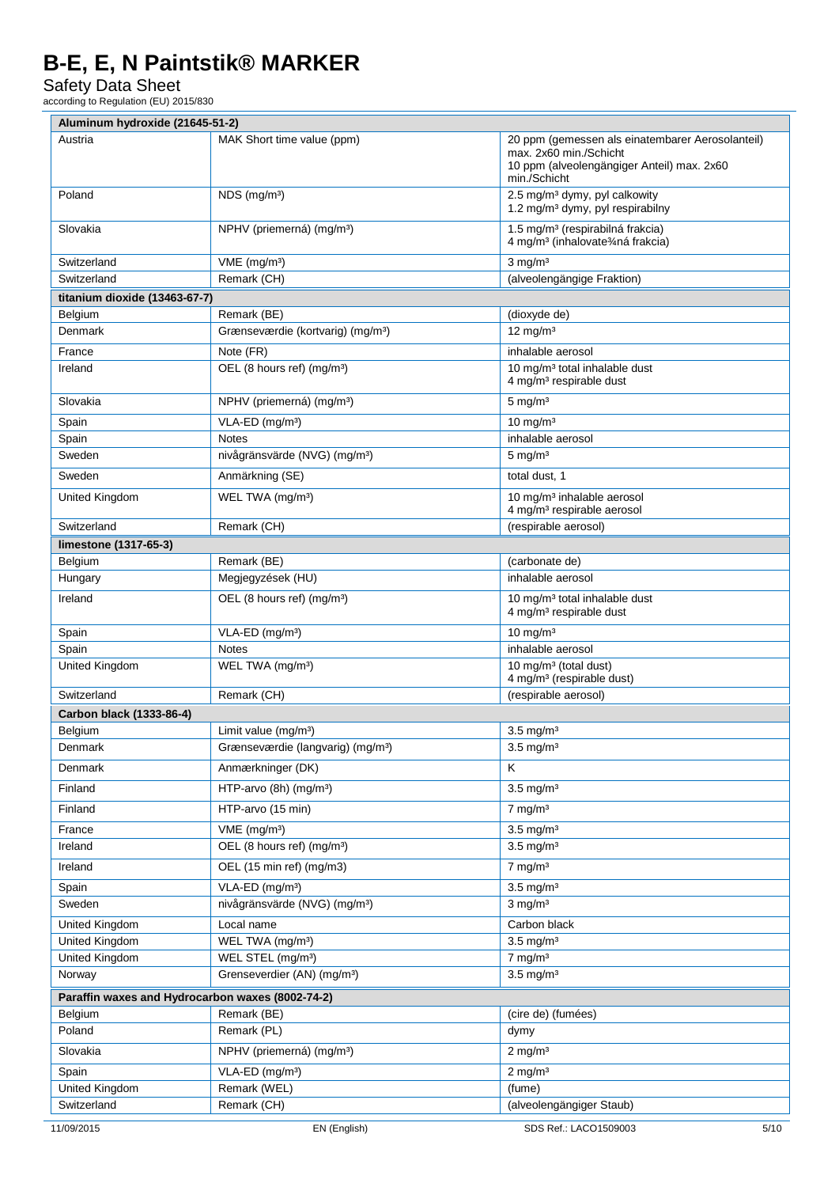| Aluminum hydroxide (21645-51-2) | | |
|---|---|---|
| Austria | MAK Short time value (ppm) | 20 ppm (gemessen als einatembarer Aerosolanteil) max. 2x60 min./Schicht<br>10 ppm (alveolengängiger Anteil) max. 2x60 min./Schicht |
| Poland | NDS (mg/m³) | 2.5 mg/m³ dymy, pyl calkowity<br>1.2 mg/m³ dymy, pyl respirabilny |
| Slovakia | NPHV (priemerná) (mg/m³) | 1.5 mg/m³ (respirabilná frakcia)<br>4 mg/m³ (inhalovate¾ná frakcia) |
| Switzerland | VME (mg/m³) | 3 mg/m³ |
| Switzerland | Remark (CH) | (alveolengängige Fraktion) |
| **titanium dioxide (13463-67-7)** | | |
| Belgium | Remark (BE) | (dioxyde de) |
| Denmark | Grænseværdie (kortvarig) (mg/m³) | 12 mg/m³ |
| France | Note (FR) | inhalable aerosol |
| Ireland | OEL (8 hours ref) (mg/m³) | 10 mg/m³ total inhalable dust<br>4 mg/m³ respirable dust |
| Slovakia | NPHV (priemerná) (mg/m³) | 5 mg/m³ |
| Spain | VLA-ED (mg/m³) | 10 mg/m³ |
| Spain | Notes | inhalable aerosol |
| Sweden | nivågränsvärde (NVG) (mg/m³) | 5 mg/m³ |
| Sweden | Anmärkning (SE) | total dust, 1 |
| United Kingdom | WEL TWA (mg/m³) | 10 mg/m³ inhalable aerosol<br>4 mg/m³ respirable aerosol |
| Switzerland | Remark (CH) | (respirable aerosol) |
| **limestone (1317-65-3)** | | |
| Belgium | Remark (BE) | (carbonate de) |
| Hungary | Megjegyzések (HU) | inhalable aerosol |
| Ireland | OEL (8 hours ref) (mg/m³) | 10 mg/m³ total inhalable dust<br>4 mg/m³ respirable dust |
| Spain | VLA-ED (mg/m³) | 10 mg/m³ |
| Spain | Notes | inhalable aerosol |
| United Kingdom | WEL TWA (mg/m³) | 10 mg/m³ (total dust)<br>4 mg/m³ (respirable dust) |
| Switzerland | Remark (CH) | (respirable aerosol) |
| **Carbon black (1333-86-4)** | | |
| Belgium | Limit value (mg/m³) | 3.5 mg/m³ |
| Denmark | Grænseværdie (langvarig) (mg/m³) | 3.5 mg/m³ |
| Denmark | Anmærkninger (DK) | K |
| Finland | HTP-arvo (8h) (mg/m³) | 3.5 mg/m³ |
| Finland | HTP-arvo (15 min) | 7 mg/m³ |
| France | VME (mg/m³) | 3.5 mg/m³ |
| Ireland | OEL (8 hours ref) (mg/m³) | 3.5 mg/m³ |
| Ireland | OEL (15 min ref) (mg/m3) | 7 mg/m³ |
| Spain | VLA-ED (mg/m³) | 3.5 mg/m³ |
| Sweden | nivågränsvärde (NVG) (mg/m³) | 3 mg/m³ |
| United Kingdom | Local name | Carbon black |
| United Kingdom | WEL TWA (mg/m³) | 3.5 mg/m³ |
| United Kingdom | WEL STEL (mg/m³) | 7 mg/m³ |
| Norway | Grenseverdier (AN) (mg/m³) | 3.5 mg/m³ |
| **Paraffin waxes and Hydrocarbon waxes (8002-74-2)** | | |
| Belgium | Remark (BE) | (cire de) (fumées) |
| Poland | Remark (PL) | dymy |
| Slovakia | NPHV (priemerná) (mg/m³) | 2 mg/m³ |
| Spain | VLA-ED (mg/m³) | 2 mg/m³ |
| United Kingdom | Remark (WEL) | (fume) |
| Switzerland | Remark (CH) | (alveolengängiger Staub) |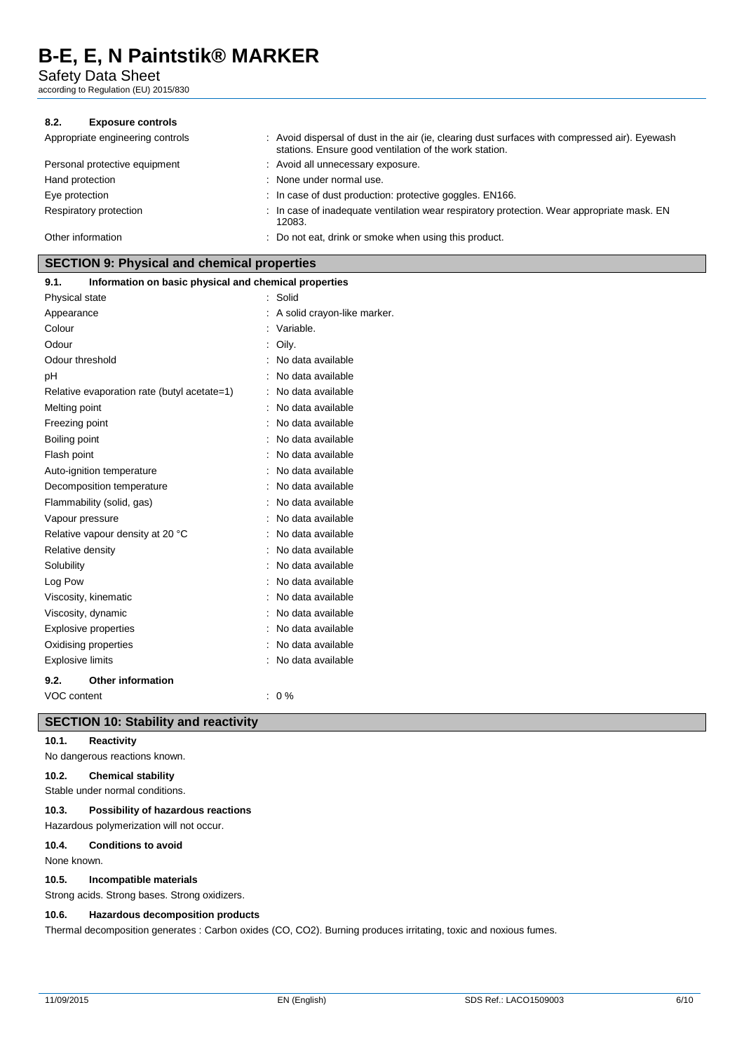#### 8.2. Exposure controls

| | |
|---|---|
| Appropriate engineering controls | : Avoid dispersal of dust in the air (ie, clearing dust surfaces with compressed air). Eyewash stations. Ensure good ventilation of the work station. |
| Personal protective equipment | : Avoid all unnecessary exposure. |
| Hand protection | : None under normal use. |
| Eye protection | : In case of dust production: protective goggles. EN166. |
| Respiratory protection | : In case of inadequate ventilation wear respiratory protection. Wear appropriate mask. EN 12083. |
| Other information | : Do not eat, drink or smoke when using this product. |

## SECTION 9: Physical and chemical properties

#### 9.1. Information on basic physical and chemical properties

| | |
|---|---|
| Physical state | : Solid |
| Appearance | : A solid crayon-like marker. |
| Colour | : Variable. |
| Odour | : Oily. |
| Odour threshold | : No data available |
| pH | : No data available |
| Relative evaporation rate (butyl acetate=1) | : No data available |
| Melting point | : No data available |
| Freezing point | : No data available |
| Boiling point | : No data available |
| Flash point | : No data available |
| Auto-ignition temperature | : No data available |
| Decomposition temperature | : No data available |
| Flammability (solid, gas) | : No data available |
| Vapour pressure | : No data available |
| Relative vapour density at 20 °C | : No data available |
| Relative density | : No data available |
| Solubility | : No data available |
| Log Pow | : No data available |
| Viscosity, kinematic | : No data available |
| Viscosity, dynamic | : No data available |
| Explosive properties | : No data available |
| Oxidising properties | : No data available |
| Explosive limits | : No data available |

#### 9.2. Other information

| | |
|---|---|
| VOC content | : 0 % |

## SECTION 10: Stability and reactivity

#### 10.1. Reactivity

No dangerous reactions known.

#### 10.2. Chemical stability

Stable under normal conditions.

#### 10.3. Possibility of hazardous reactions

Hazardous polymerization will not occur.

#### 10.4. Conditions to avoid

None known.

#### 10.5. Incompatible materials

Strong acids. Strong bases. Strong oxidizers.

#### 10.6. Hazardous decomposition products

Thermal decomposition generates : Carbon oxides (CO, $CO_2$). Burning produces irritating, toxic and noxious fumes.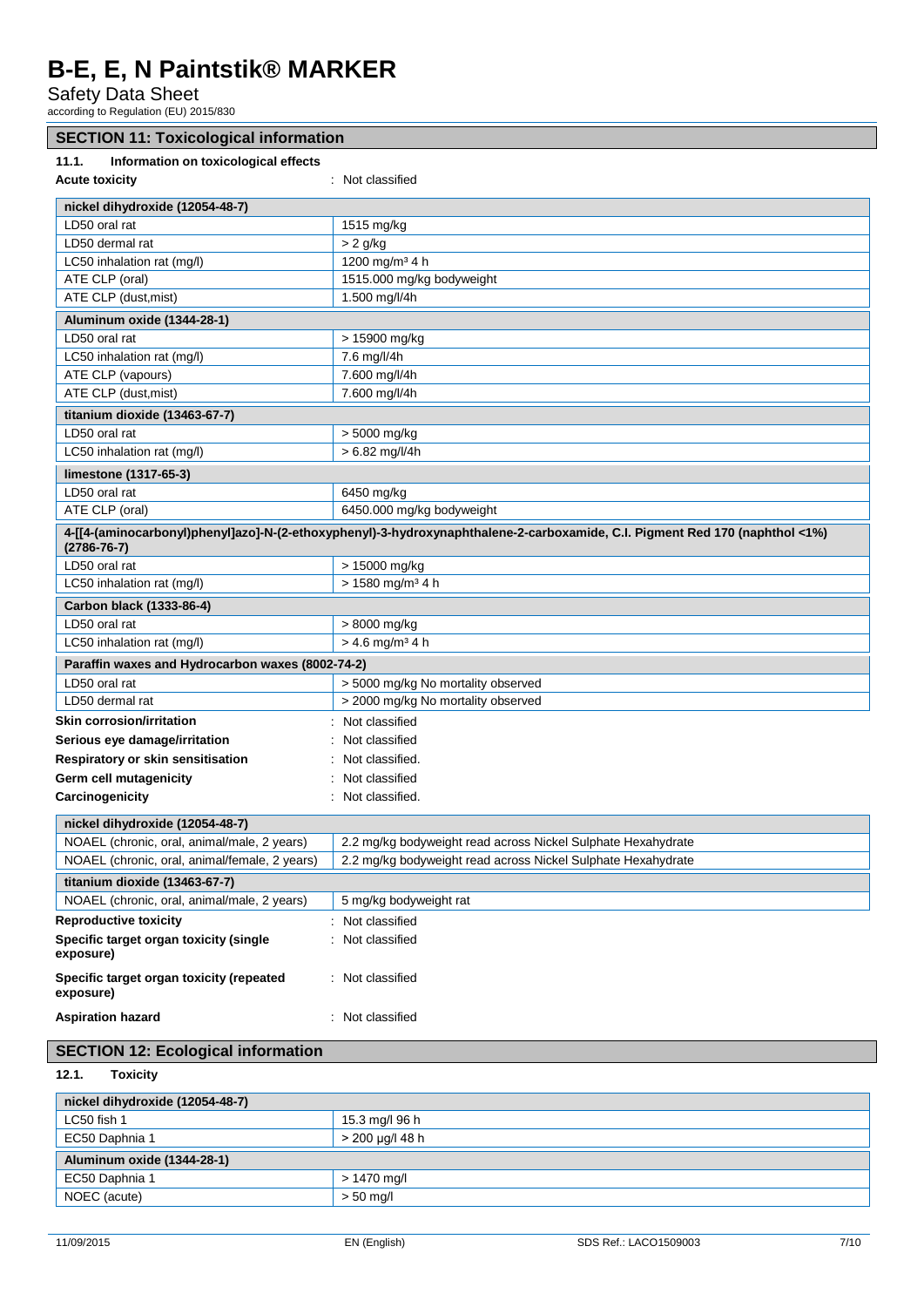## SECTION 11: Toxicological information

### 11.1. Information on toxicological effects

**Acute toxicity** : Not classified

| nickel dihydroxide (12054-48-7) | |
|---|---|
| LD50 oral rat | 1515 mg/kg |
| LD50 dermal rat | > 2 g/kg |
| LC50 inhalation rat (mg/l) | 1200 mg/m³ 4 h |
| ATE CLP (oral) | 1515.000 mg/kg bodyweight |
| ATE CLP (dust,mist) | 1.500 mg/l/4h |

| Aluminum oxide (1344-28-1) | |
|---|---|
| LD50 oral rat | > 15900 mg/kg |
| LC50 inhalation rat (mg/l) | 7.6 mg/l/4h |
| ATE CLP (vapours) | 7.600 mg/l/4h |
| ATE CLP (dust,mist) | 7.600 mg/l/4h |

| titanium dioxide (13463-67-7) | |
|---|---|
| LD50 oral rat | > 5000 mg/kg |
| LC50 inhalation rat (mg/l) | > 6.82 mg/l/4h |

| limestone (1317-65-3) | |
|---|---|
| LD50 oral rat | 6450 mg/kg |
| ATE CLP (oral) | 6450.000 mg/kg bodyweight |

| 4-[[4-(aminocarbonyl)phenyl]azo]-N-(2-ethoxyphenyl)-3-hydroxynaphthalene-2-carboxamide, C.I. Pigment Red 170 (naphthol <1%) (2786-76-7) | |
|---|---|
| LD50 oral rat | > 15000 mg/kg |
| LC50 inhalation rat (mg/l) | > 1580 mg/m³ 4 h |

| Carbon black (1333-86-4) | |
|---|---|
| LD50 oral rat | > 8000 mg/kg |
| LC50 inhalation rat (mg/l) | > 4.6 mg/m³ 4 h |

| Paraffin waxes and Hydrocarbon waxes (8002-74-2) | |
|---|---|
| LD50 oral rat | > 5000 mg/kg No mortality observed |
| LD50 dermal rat | > 2000 mg/kg No mortality observed |

**Skin corrosion/irritation** : Not classified

**Serious eye damage/irritation** : Not classified

**Respiratory or skin sensitisation** : Not classified.

**Germ cell mutagenicity** : Not classified

**Carcinogenicity** : Not classified.

| nickel dihydroxide (12054-48-7) | |
|---|---|
| NOAEL (chronic, oral, animal/male, 2 years) | 2.2 mg/kg bodyweight read across Nickel Sulphate Hexahydrate |
| NOAEL (chronic, oral, animal/female, 2 years) | 2.2 mg/kg bodyweight read across Nickel Sulphate Hexahydrate |

| titanium dioxide (13463-67-7) | |
|---|---|
| NOAEL (chronic, oral, animal/male, 2 years) | 5 mg/kg bodyweight rat |

**Reproductive toxicity** : Not classified

**Specific target organ toxicity (single exposure)** : Not classified

**Specific target organ toxicity (repeated exposure)** : Not classified

**Aspiration hazard** : Not classified

## SECTION 12: Ecological information

### 12.1. Toxicity

| nickel dihydroxide (12054-48-7) | |
|---|---|
| LC50 fish 1 | 15.3 mg/l 96 h |
| EC50 Daphnia 1 | > 200 µg/l 48 h |

| Aluminum oxide (1344-28-1) | |
|---|---|
| EC50 Daphnia 1 | > 1470 mg/l |
| NOEC (acute) | > 50 mg/l |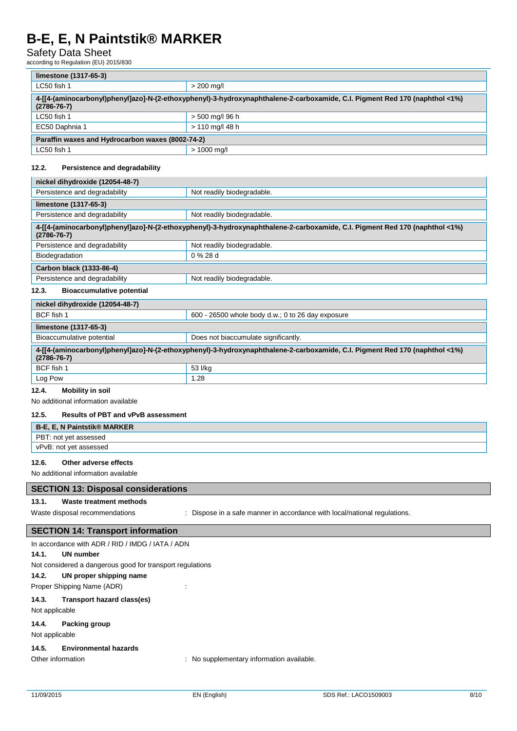| limestone (1317-65-3) | |
|---|---|
| LC50 fish 1 | > 200 mg/l |
| **4-[[4-(aminocarbonyl)phenyl]azo]-N-(2-ethoxyphenyl)-3-hydroxynaphthalene-2-carboxamide, C.I. Pigment Red 170 (naphthol <1%) (2786-76-7)** | |
| LC50 fish 1 | > 500 mg/l 96 h |
| EC50 Daphnia 1 | > 110 mg/l 48 h |
| **Paraffin waxes and Hydrocarbon waxes (8002-74-2)** | |
| LC50 fish 1 | > 1000 mg/l |

### 12.2. Persistence and degradability

| nickel dihydroxide (12054-48-7) | |
|---|---|
| Persistence and degradability | Not readily biodegradable. |
| **limestone (1317-65-3)** | |
| Persistence and degradability | Not readily biodegradable. |
| **4-[[4-(aminocarbonyl)phenyl]azo]-N-(2-ethoxyphenyl)-3-hydroxynaphthalene-2-carboxamide, C.I. Pigment Red 170 (naphthol <1%) (2786-76-7)** | |
| Persistence and degradability | Not readily biodegradable. |
| Biodegradation | 0 % 28 d |
| **Carbon black (1333-86-4)** | |
| Persistence and degradability | Not readily biodegradable. |

### 12.3. Bioaccumulative potential

| nickel dihydroxide (12054-48-7) | |
|---|---|
| BCF fish 1 | 600 - 26500 whole body d.w.; 0 to 26 day exposure |
| **limestone (1317-65-3)** | |
| Bioaccumulative potential | Does not biaccumulate significantly. |
| **4-[[4-(aminocarbonyl)phenyl]azo]-N-(2-ethoxyphenyl)-3-hydroxynaphthalene-2-carboxamide, C.I. Pigment Red 170 (naphthol <1%) (2786-76-7)** | |
| BCF fish 1 | 53 l/kg |
| Log Pow | 1.28 |

### 12.4. Mobility in soil

No additional information available

### 12.5. Results of PBT and vPvB assessment

| B-E, E, N Paintstik® MARKER |
|---|
| PBT: not yet assessed |
| vPvB: not yet assessed |

### 12.6. Other adverse effects

No additional information available

## SECTION 13: Disposal considerations

### 13.1. Waste treatment methods

Waste disposal recommendations : Dispose in a safe manner in accordance with local/national regulations.

## SECTION 14: Transport information

In accordance with ADR / RID / IMDG / IATA / ADN

### 14.1. UN number

Not considered a dangerous good for transport regulations

### 14.2. UN proper shipping name

Proper Shipping Name (ADR) :

### 14.3. Transport hazard class(es)

Not applicable

### 14.4. Packing group

Not applicable

### 14.5. Environmental hazards

Other information : No supplementary information available.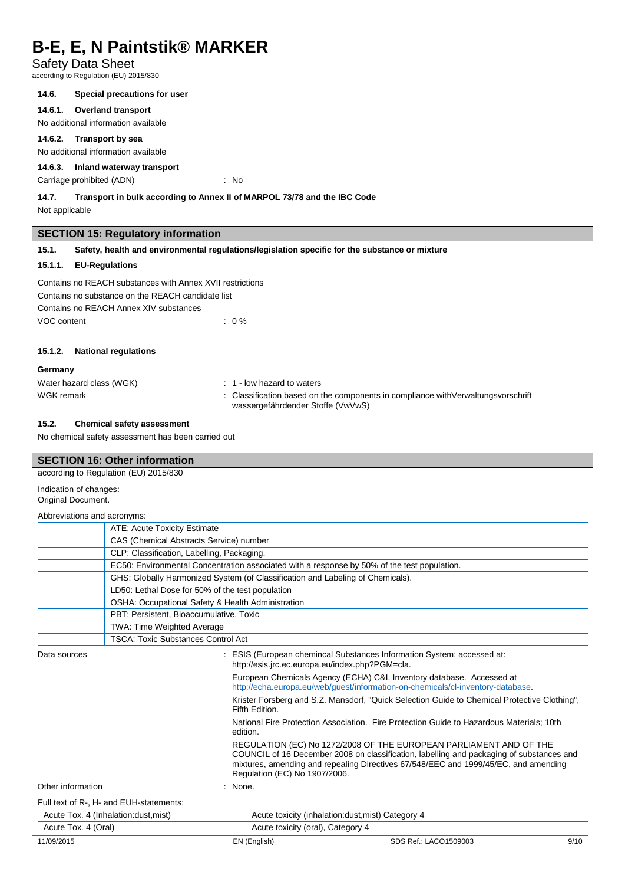#### 14.6. Special precautions for user

##### 14.6.1. Overland transport

No additional information available

##### 14.6.2. Transport by sea

No additional information available

##### 14.6.3. Inland waterway transport

Carriage prohibited (ADN) : No

#### 14.7. Transport in bulk according to Annex II of MARPOL 73/78 and the IBC Code

Not applicable

## SECTION 15: Regulatory information

#### 15.1. Safety, health and environmental regulations/legislation specific for the substance or mixture

##### 15.1.1. EU-Regulations

Contains no REACH substances with Annex XVII restrictions
Contains no substance on the REACH candidate list
Contains no REACH Annex XIV substances
VOC content : 0 %

##### 15.1.2. National regulations

**Germany**

Water hazard class (WGK) : 1 - low hazard to waters
WGK remark : Classification based on the components in compliance withVerwaltungsvorschrift wassergefährdender Stoffe (VwVwS)

#### 15.2. Chemical safety assessment

No chemical safety assessment has been carried out

## SECTION 16: Other information

according to Regulation (EU) 2015/830

Indication of changes:
Original Document.

Abbreviations and acronyms:

| | |
|---|---|
| | ATE: Acute Toxicity Estimate |
| | CAS (Chemical Abstracts Service) number |
| | CLP: Classification, Labelling, Packaging. |
| | EC50: Environmental Concentration associated with a response by 50% of the test population. |
| | GHS: Globally Harmonized System (of Classification and Labeling of Chemicals). |
| | LD50: Lethal Dose for 50% of the test population |
| | OSHA: Occupational Safety & Health Administration |
| | PBT: Persistent, Bioaccumulative, Toxic |
| | TWA: Time Weighted Average |
| | TSCA: Toxic Substances Control Act |

Data sources : ESIS (European chemincal Substances Information System; accessed at: http://esis.jrc.ec.europa.eu/index.php?PGM=cla.

European Chemicals Agency (ECHA) C&L Inventory database. Accessed at http://echa.europa.eu/web/guest/information-on-chemicals/cl-inventory-database.

Krister Forsberg and S.Z. Mansdorf, "Quick Selection Guide to Chemical Protective Clothing", Fifth Edition.

National Fire Protection Association. Fire Protection Guide to Hazardous Materials; 10th edition.

REGULATION (EC) No 1272/2008 OF THE EUROPEAN PARLIAMENT AND OF THE COUNCIL of 16 December 2008 on classification, labelling and packaging of substances and mixtures, amending and repealing Directives 67/548/EEC and 1999/45/EC, and amending Regulation (EC) No 1907/2006.

Other information : None.

Full text of R-, H- and EUH-statements:

| | |
|---|---|
| Acute Tox. 4 (Inhalation:dust,mist) | Acute toxicity (inhalation:dust,mist) Category 4 |
| Acute Tox. 4 (Oral) | Acute toxicity (oral), Category 4 |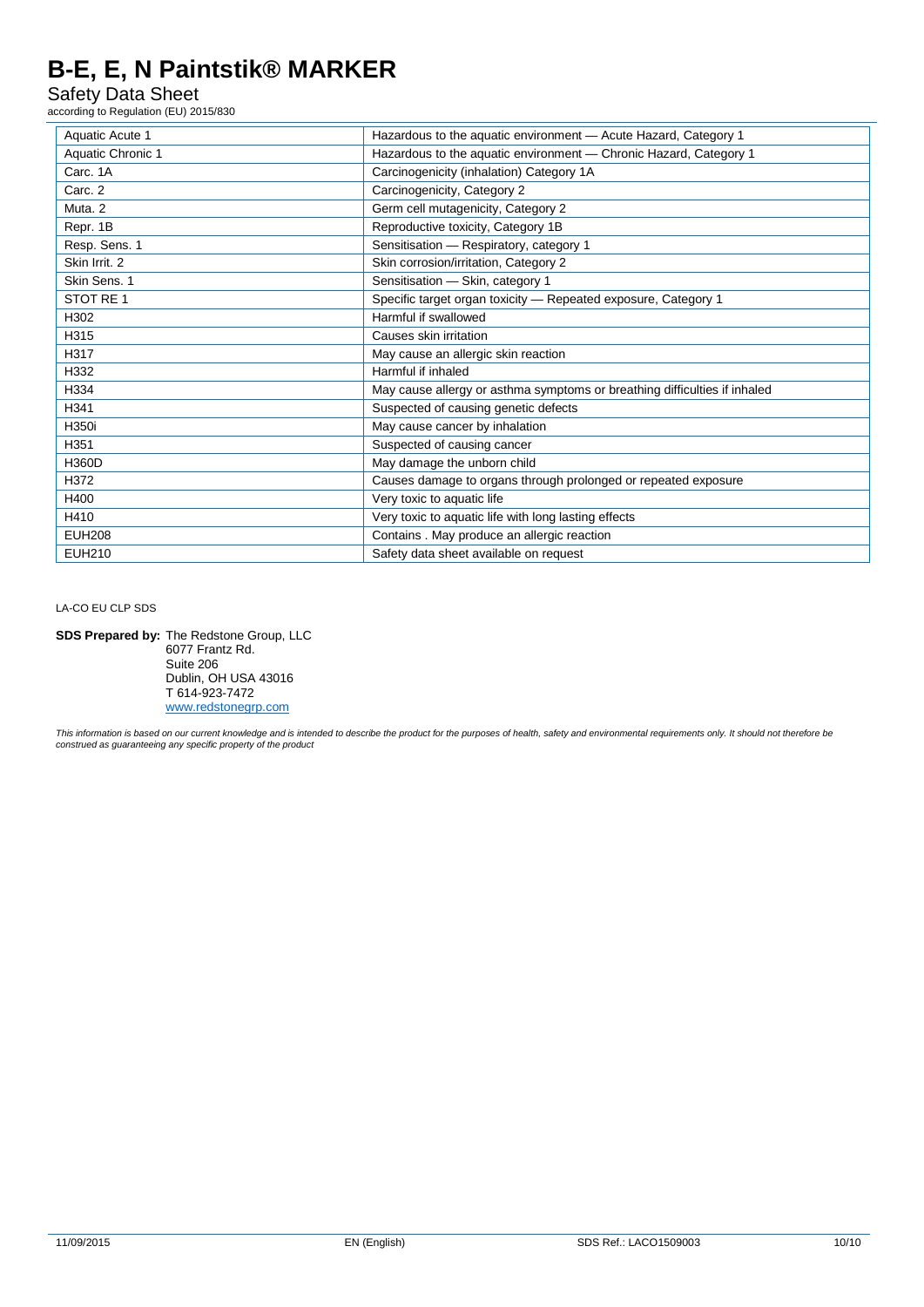| | |
|---|---|
| Aquatic Acute 1 | Hazardous to the aquatic environment — Acute Hazard, Category 1 |
| Aquatic Chronic 1 | Hazardous to the aquatic environment — Chronic Hazard, Category 1 |
| Carc. 1A | Carcinogenicity (inhalation) Category 1A |
| Carc. 2 | Carcinogenicity, Category 2 |
| Muta. 2 | Germ cell mutagenicity, Category 2 |
| Repr. 1B | Reproductive toxicity, Category 1B |
| Resp. Sens. 1 | Sensitisation — Respiratory, category 1 |
| Skin Irrit. 2 | Skin corrosion/irritation, Category 2 |
| Skin Sens. 1 | Sensitisation — Skin, category 1 |
| STOT RE 1 | Specific target organ toxicity — Repeated exposure, Category 1 |
| H302 | Harmful if swallowed |
| H315 | Causes skin irritation |
| H317 | May cause an allergic skin reaction |
| H332 | Harmful if inhaled |
| H334 | May cause allergy or asthma symptoms or breathing difficulties if inhaled |
| H341 | Suspected of causing genetic defects |
| H350i | May cause cancer by inhalation |
| H351 | Suspected of causing cancer |
| H360D | May damage the unborn child |
| H372 | Causes damage to organs through prolonged or repeated exposure |
| H400 | Very toxic to aquatic life |
| H410 | Very toxic to aquatic life with long lasting effects |
| EUH208 | Contains . May produce an allergic reaction |
| EUH210 | Safety data sheet available on request |

LA-CO EU CLP SDS

**SDS Prepared by:** The Redstone Group, LLC
6077 Frantz Rd.
Suite 206
Dublin, OH USA 43016
T 614-923-7472
www.redstonegrp.com

*This information is based on our current knowledge and is intended to describe the product for the purposes of health, safety and environmental requirements only. It should not therefore be construed as guaranteeing any specific property of the product*